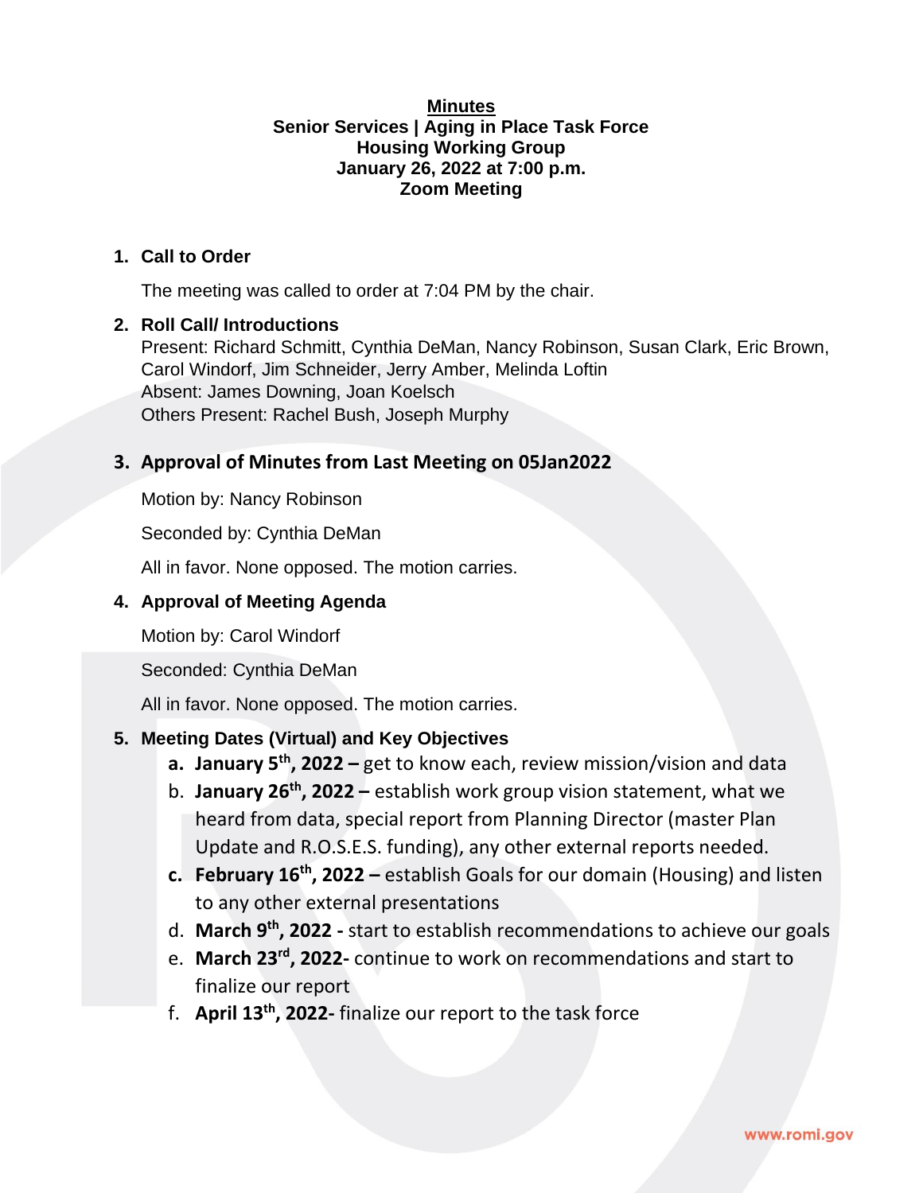**Minutes**
**Senior Services | Aging in Place Task Force**
**Housing Working Group**
**January 26, 2022 at 7:00 p.m.**
**Zoom Meeting**

1. **Call to Order**

   The meeting was called to order at 7:04 PM by the chair.

2. **Roll Call/ Introductions**

   Present: Richard Schmitt, Cynthia DeMan, Nancy Robinson, Susan Clark, Eric Brown, Carol Windorf, Jim Schneider, Jerry Amber, Melinda Loftin
   Absent: James Downing, Joan Koelsch
   Others Present: Rachel Bush, Joseph Murphy

3. **Approval of Minutes from Last Meeting on 05Jan2022**

   Motion by: Nancy Robinson

   Seconded by: Cynthia DeMan

   All in favor. None opposed. The motion carries.

4. **Approval of Meeting Agenda**

   Motion by: Carol Windorf

   Seconded: Cynthia DeMan

   All in favor. None opposed. The motion carries.

5. **Meeting Dates (Virtual) and Key Objectives**
   a. **January 5th, 2022 –** get to know each, review mission/vision and data
   b. **January 26th, 2022 –** establish work group vision statement, what we heard from data, special report from Planning Director (master Plan Update and R.O.S.E.S. funding), any other external reports needed.
   c. **February 16th, 2022 –** establish Goals for our domain (Housing) and listen to any other external presentations
   d. **March 9th, 2022 -** start to establish recommendations to achieve our goals
   e. **March 23rd, 2022-** continue to work on recommendations and start to finalize our report
   f. **April 13th, 2022-** finalize our report to the task force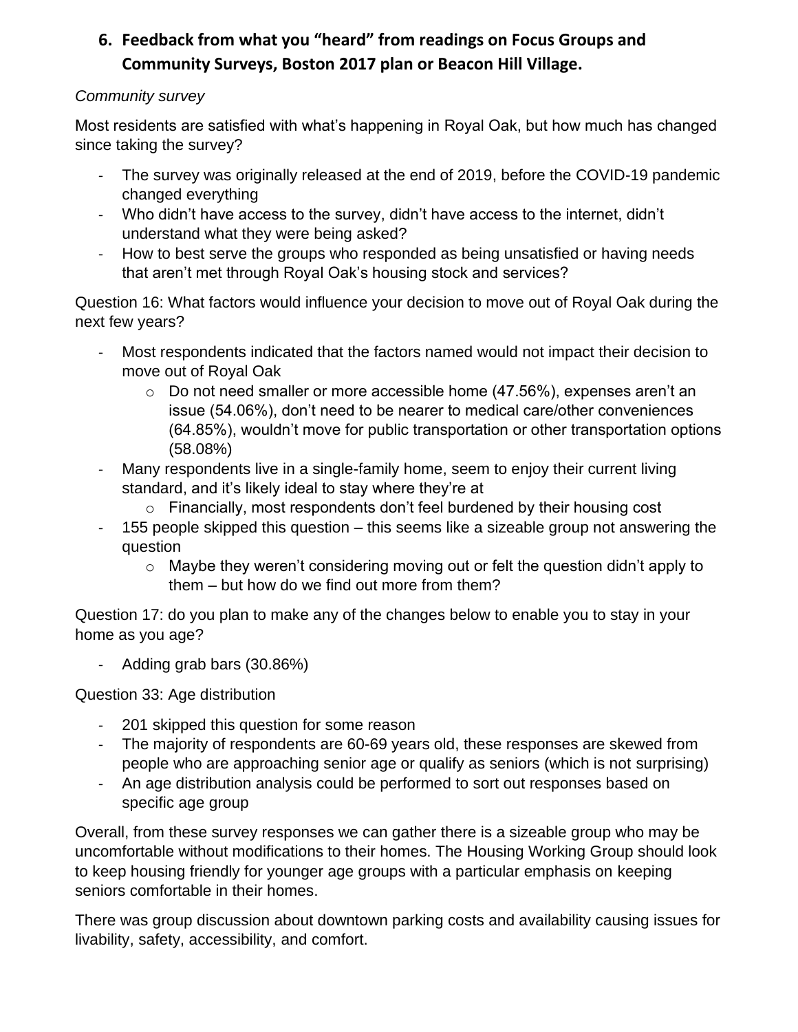## 6. Feedback from what you "heard" from readings on Focus Groups and Community Surveys, Boston 2017 plan or Beacon Hill Village.

*Community survey*

Most residents are satisfied with what's happening in Royal Oak, but how much has changed since taking the survey?

- The survey was originally released at the end of 2019, before the COVID-19 pandemic changed everything
- Who didn't have access to the survey, didn't have access to the internet, didn't understand what they were being asked?
- How to best serve the groups who responded as being unsatisfied or having needs that aren't met through Royal Oak's housing stock and services?

Question 16: What factors would influence your decision to move out of Royal Oak during the next few years?

- Most respondents indicated that the factors named would not impact their decision to move out of Royal Oak
  - Do not need smaller or more accessible home (47.56%), expenses aren't an issue (54.06%), don't need to be nearer to medical care/other conveniences (64.85%), wouldn't move for public transportation or other transportation options (58.08%)
- Many respondents live in a single-family home, seem to enjoy their current living standard, and it's likely ideal to stay where they're at
  - Financially, most respondents don't feel burdened by their housing cost
- 155 people skipped this question – this seems like a sizeable group not answering the question
  - Maybe they weren't considering moving out or felt the question didn't apply to them – but how do we find out more from them?

Question 17: do you plan to make any of the changes below to enable you to stay in your home as you age?

- Adding grab bars (30.86%)

Question 33: Age distribution

- 201 skipped this question for some reason
- The majority of respondents are 60-69 years old, these responses are skewed from people who are approaching senior age or qualify as seniors (which is not surprising)
- An age distribution analysis could be performed to sort out responses based on specific age group

Overall, from these survey responses we can gather there is a sizeable group who may be uncomfortable without modifications to their homes. The Housing Working Group should look to keep housing friendly for younger age groups with a particular emphasis on keeping seniors comfortable in their homes.

There was group discussion about downtown parking costs and availability causing issues for livability, safety, accessibility, and comfort.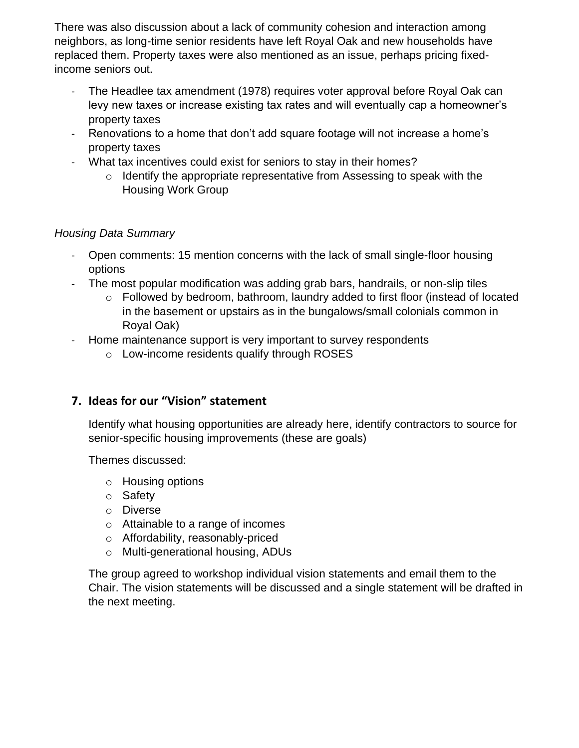There was also discussion about a lack of community cohesion and interaction among neighbors, as long-time senior residents have left Royal Oak and new households have replaced them. Property taxes were also mentioned as an issue, perhaps pricing fixed-income seniors out.

- The Headlee tax amendment (1978) requires voter approval before Royal Oak can levy new taxes or increase existing tax rates and will eventually cap a homeowner's property taxes
- Renovations to a home that don't add square footage will not increase a home's property taxes
- What tax incentives could exist for seniors to stay in their homes?
  - Identify the appropriate representative from Assessing to speak with the Housing Work Group

*Housing Data Summary*

- Open comments: 15 mention concerns with the lack of small single-floor housing options
- The most popular modification was adding grab bars, handrails, or non-slip tiles
  - Followed by bedroom, bathroom, laundry added to first floor (instead of located in the basement or upstairs as in the bungalows/small colonials common in Royal Oak)
- Home maintenance support is very important to survey respondents
  - Low-income residents qualify through ROSES

## 7. Ideas for our "Vision" statement

Identify what housing opportunities are already here, identify contractors to source for senior-specific housing improvements (these are goals)

Themes discussed:

- Housing options
- Safety
- Diverse
- Attainable to a range of incomes
- Affordability, reasonably-priced
- Multi-generational housing, ADUs

The group agreed to workshop individual vision statements and email them to the Chair. The vision statements will be discussed and a single statement will be drafted in the next meeting.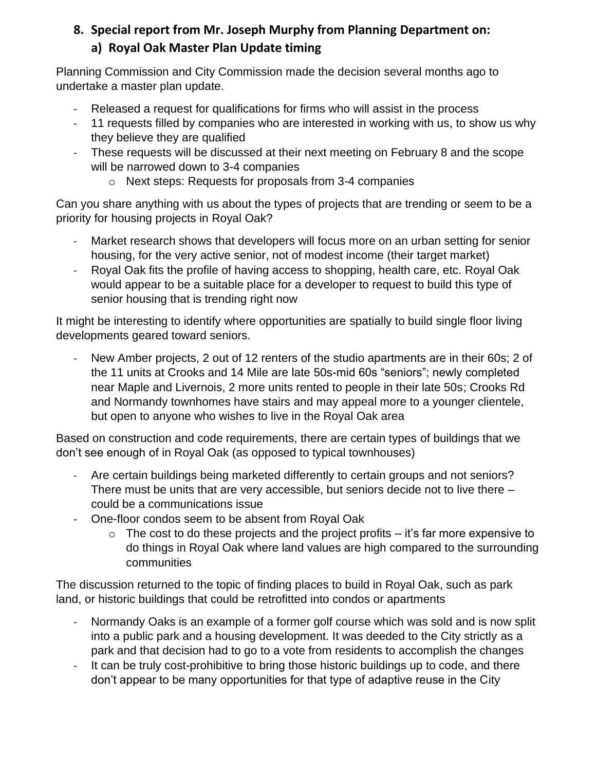## 8. Special report from Mr. Joseph Murphy from Planning Department on:

### a) Royal Oak Master Plan Update timing

Planning Commission and City Commission made the decision several months ago to undertake a master plan update.

- Released a request for qualifications for firms who will assist in the process
- 11 requests filled by companies who are interested in working with us, to show us why they believe they are qualified
- These requests will be discussed at their next meeting on February 8 and the scope will be narrowed down to 3-4 companies
  - Next steps: Requests for proposals from 3-4 companies

Can you share anything with us about the types of projects that are trending or seem to be a priority for housing projects in Royal Oak?

- Market research shows that developers will focus more on an urban setting for senior housing, for the very active senior, not of modest income (their target market)
- Royal Oak fits the profile of having access to shopping, health care, etc. Royal Oak would appear to be a suitable place for a developer to request to build this type of senior housing that is trending right now

It might be interesting to identify where opportunities are spatially to build single floor living developments geared toward seniors.

- New Amber projects, 2 out of 12 renters of the studio apartments are in their 60s; 2 of the 11 units at Crooks and 14 Mile are late 50s-mid 60s "seniors"; newly completed near Maple and Livernois, 2 more units rented to people in their late 50s; Crooks Rd and Normandy townhomes have stairs and may appeal more to a younger clientele, but open to anyone who wishes to live in the Royal Oak area

Based on construction and code requirements, there are certain types of buildings that we don't see enough of in Royal Oak (as opposed to typical townhouses)

- Are certain buildings being marketed differently to certain groups and not seniors? There must be units that are very accessible, but seniors decide not to live there – could be a communications issue
- One-floor condos seem to be absent from Royal Oak
  - The cost to do these projects and the project profits – it's far more expensive to do things in Royal Oak where land values are high compared to the surrounding communities

The discussion returned to the topic of finding places to build in Royal Oak, such as park land, or historic buildings that could be retrofitted into condos or apartments

- Normandy Oaks is an example of a former golf course which was sold and is now split into a public park and a housing development. It was deeded to the City strictly as a park and that decision had to go to a vote from residents to accomplish the changes
- It can be truly cost-prohibitive to bring those historic buildings up to code, and there don't appear to be many opportunities for that type of adaptive reuse in the City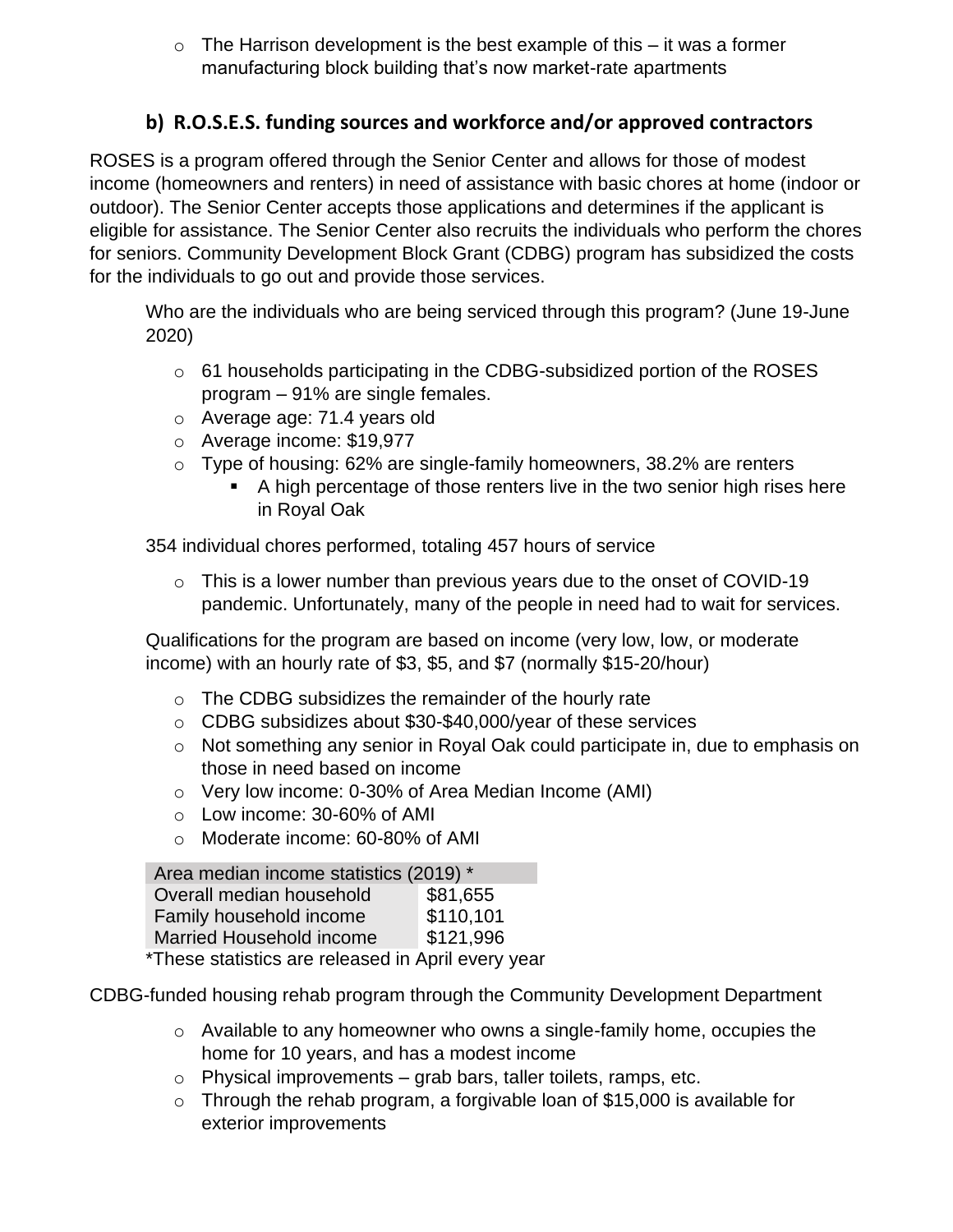- The Harrison development is the best example of this – it was a former manufacturing block building that's now market-rate apartments

### b) R.O.S.E.S. funding sources and workforce and/or approved contractors

ROSES is a program offered through the Senior Center and allows for those of modest income (homeowners and renters) in need of assistance with basic chores at home (indoor or outdoor). The Senior Center accepts those applications and determines if the applicant is eligible for assistance. The Senior Center also recruits the individuals who perform the chores for seniors. Community Development Block Grant (CDBG) program has subsidized the costs for the individuals to go out and provide those services.

Who are the individuals who are being serviced through this program? (June 19-June 2020)

- 61 households participating in the CDBG-subsidized portion of the ROSES program – 91% are single females.
- Average age: 71.4 years old
- Average income: $19,977
- Type of housing: 62% are single-family homeowners, 38.2% are renters
  - A high percentage of those renters live in the two senior high rises here in Royal Oak

354 individual chores performed, totaling 457 hours of service

- This is a lower number than previous years due to the onset of COVID-19 pandemic. Unfortunately, many of the people in need had to wait for services.

Qualifications for the program are based on income (very low, low, or moderate income) with an hourly rate of $3, $5, and $7 (normally $15-20/hour)

- The CDBG subsidizes the remainder of the hourly rate
- CDBG subsidizes about $30-$40,000/year of these services
- Not something any senior in Royal Oak could participate in, due to emphasis on those in need based on income
- Very low income: 0-30% of Area Median Income (AMI)
- Low income: 30-60% of AMI
- Moderate income: 60-80% of AMI

| Area median income statistics (2019) * | |
|---|---|
| Overall median household | $81,655 |
| Family household income | $110,101 |
| Married Household income | $121,996 |

*These statistics are released in April every year

CDBG-funded housing rehab program through the Community Development Department

- Available to any homeowner who owns a single-family home, occupies the home for 10 years, and has a modest income
- Physical improvements – grab bars, taller toilets, ramps, etc.
- Through the rehab program, a forgivable loan of $15,000 is available for exterior improvements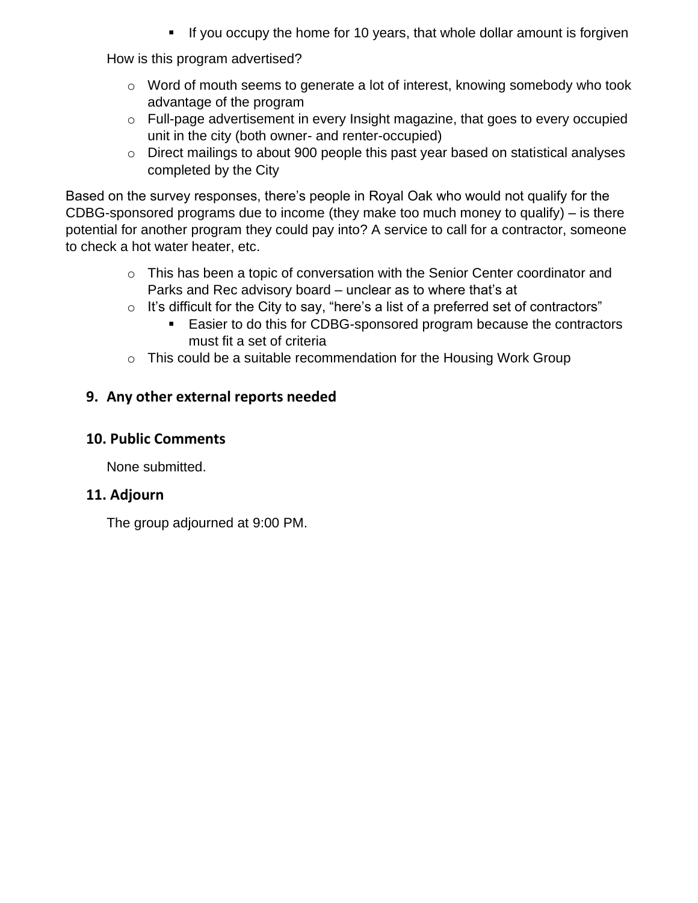- If you occupy the home for 10 years, that whole dollar amount is forgiven

How is this program advertised?

- Word of mouth seems to generate a lot of interest, knowing somebody who took advantage of the program
- Full-page advertisement in every Insight magazine, that goes to every occupied unit in the city (both owner- and renter-occupied)
- Direct mailings to about 900 people this past year based on statistical analyses completed by the City

Based on the survey responses, there's people in Royal Oak who would not qualify for the CDBG-sponsored programs due to income (they make too much money to qualify) – is there potential for another program they could pay into? A service to call for a contractor, someone to check a hot water heater, etc.

- This has been a topic of conversation with the Senior Center coordinator and Parks and Rec advisory board – unclear as to where that's at
- It's difficult for the City to say, "here's a list of a preferred set of contractors"
    - Easier to do this for CDBG-sponsored program because the contractors must fit a set of criteria
- This could be a suitable recommendation for the Housing Work Group

## 9. Any other external reports needed

## 10. Public Comments

None submitted.

## 11. Adjourn

The group adjourned at 9:00 PM.